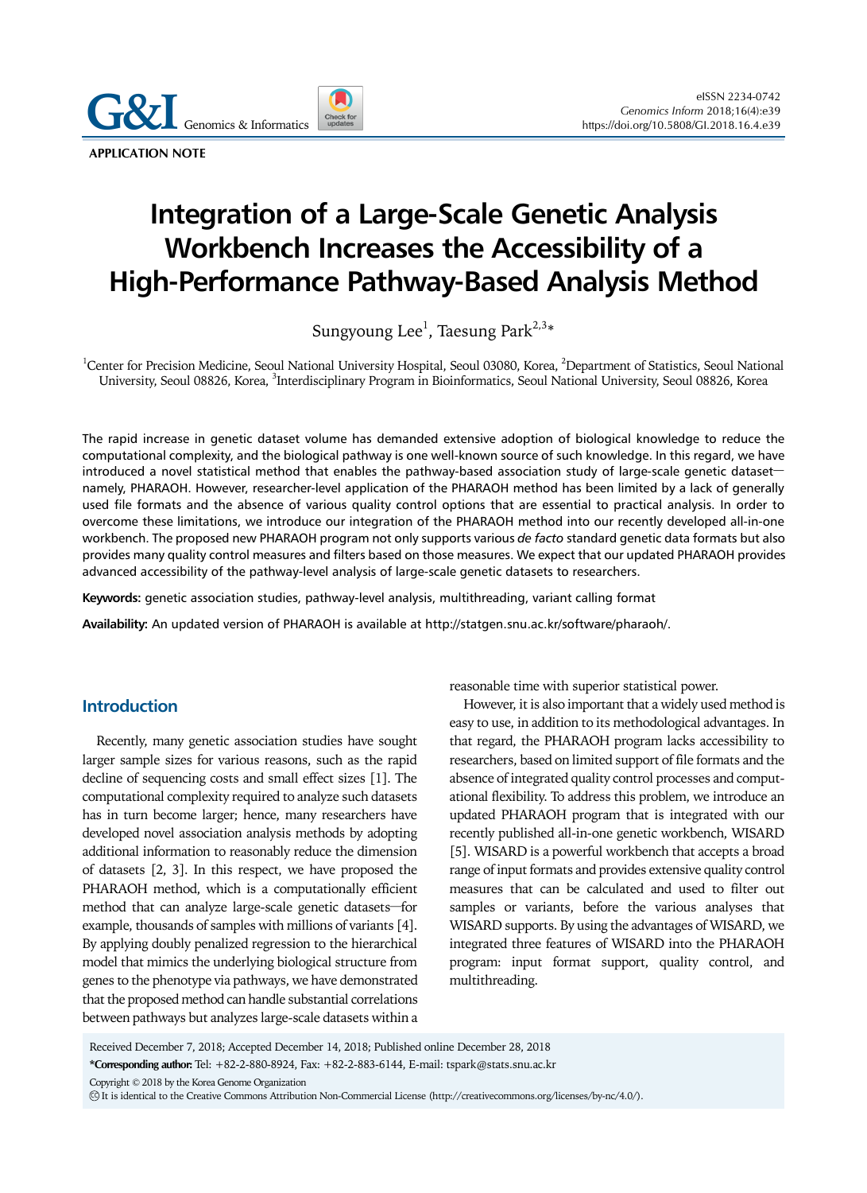APPLICATION NOTE

# Integration of a Large-Scale Genetic Analysis Workbench Increases the Accessibility of a High-Performance Pathway-Based Analysis Method

Sungyoung Lee[1], Taesung Park[2,3]*

[1]Center for Precision Medicine, Seoul National University Hospital, Seoul 03080, Korea, [2]Department of Statistics, Seoul National University, Seoul 08826, Korea, [3]Interdisciplinary Program in Bioinformatics, Seoul National University, Seoul 08826, Korea

The rapid increase in genetic dataset volume has demanded extensive adoption of biological knowledge to reduce the computational complexity, and the biological pathway is one well-known source of such knowledge. In this regard, we have introduced a novel statistical method that enables the pathway-based association study of large-scale genetic dataset—namely, PHARAOH. However, researcher-level application of the PHARAOH method has been limited by a lack of generally used file formats and the absence of various quality control options that are essential to practical analysis. In order to overcome these limitations, we introduce our integration of the PHARAOH method into our recently developed all-in-one workbench. The proposed new PHARAOH program not only supports various *de facto* standard genetic data formats but also provides many quality control measures and filters based on those measures. We expect that our updated PHARAOH provides advanced accessibility of the pathway-level analysis of large-scale genetic datasets to researchers.

**Keywords:** genetic association studies, pathway-level analysis, multithreading, variant calling format

**Availability:** An updated version of PHARAOH is available at http://statgen.snu.ac.kr/software/pharaoh/.

## Introduction

Recently, many genetic association studies have sought larger sample sizes for various reasons, such as the rapid decline of sequencing costs and small effect sizes [1]. The computational complexity required to analyze such datasets has in turn become larger; hence, many researchers have developed novel association analysis methods by adopting additional information to reasonably reduce the dimension of datasets [2, 3]. In this respect, we have proposed the PHARAOH method, which is a computationally efficient method that can analyze large-scale genetic datasets—for example, thousands of samples with millions of variants [4]. By applying doubly penalized regression to the hierarchical model that mimics the underlying biological structure from genes to the phenotype via pathways, we have demonstrated that the proposed method can handle substantial correlations between pathways but analyzes large-scale datasets within a reasonable time with superior statistical power.

However, it is also important that a widely used method is easy to use, in addition to its methodological advantages. In that regard, the PHARAOH program lacks accessibility to researchers, based on limited support of file formats and the absence of integrated quality control processes and computational flexibility. To address this problem, we introduce an updated PHARAOH program that is integrated with our recently published all-in-one genetic workbench, WISARD [5]. WISARD is a powerful workbench that accepts a broad range of input formats and provides extensive quality control measures that can be calculated and used to filter out samples or variants, before the various analyses that WISARD supports. By using the advantages of WISARD, we integrated three features of WISARD into the PHARAOH program: input format support, quality control, and multithreading.

Received December 7, 2018; Accepted December 14, 2018; Published online December 28, 2018

**\*Corresponding author:** Tel: +82-2-880-8924, Fax: +82-2-883-6144, E-mail: tspark@stats.snu.ac.kr

Copyright © 2018 by the Korea Genome Organization

It is identical to the Creative Commons Attribution Non-Commercial License (http://creativecommons.org/licenses/by-nc/4.0/).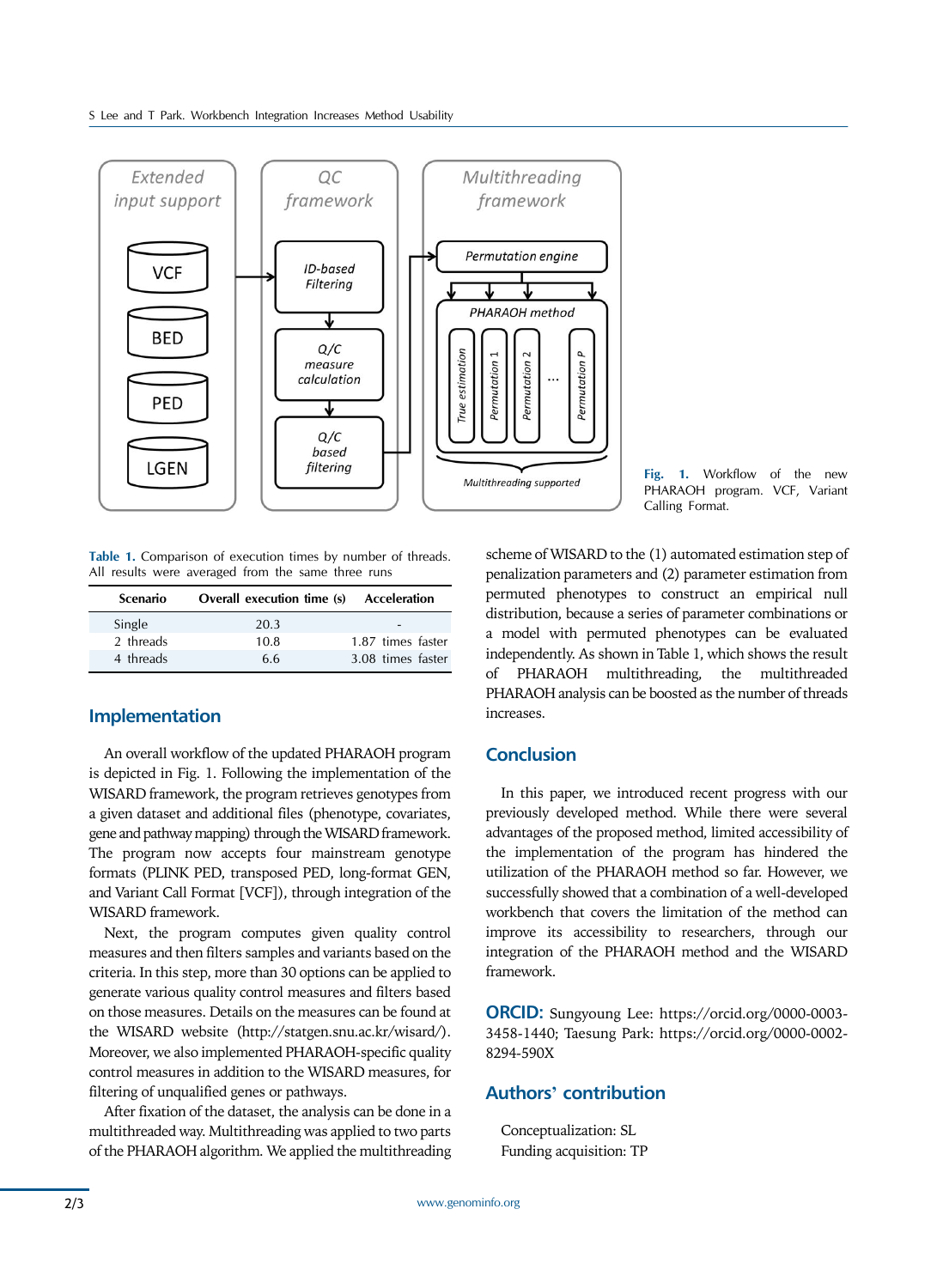Fig. 1. Workflow of the new PHARAOH program. VCF, Variant Calling Format.

Table 1. Comparison of execution times by number of threads. All results were averaged from the same three runs

| Scenario | Overall execution time (s) | Acceleration |
| --- | --- | --- |
| Single | 20.3 | - |
| 2 threads | 10.8 | 1.87 times faster |
| 4 threads | 6.6 | 3.08 times faster |

## Implementation

An overall workflow of the updated PHARAOH program is depicted in Fig. 1. Following the implementation of the WISARD framework, the program retrieves genotypes from a given dataset and additional files (phenotype, covariates, gene and pathway mapping) through the WISARD framework. The program now accepts four mainstream genotype formats (PLINK PED, transposed PED, long-format GEN, and Variant Call Format [VCF]), through integration of the WISARD framework.

Next, the program computes given quality control measures and then filters samples and variants based on the criteria. In this step, more than 30 options can be applied to generate various quality control measures and filters based on those measures. Details on the measures can be found at the WISARD website (http://statgen.snu.ac.kr/wisard/). Moreover, we also implemented PHARAOH-specific quality control measures in addition to the WISARD measures, for filtering of unqualified genes or pathways.

After fixation of the dataset, the analysis can be done in a multithreaded way. Multithreading was applied to two parts of the PHARAOH algorithm. We applied the multithreading scheme of WISARD to the (1) automated estimation step of penalization parameters and (2) parameter estimation from permuted phenotypes to construct an empirical null distribution, because a series of parameter combinations or a model with permuted phenotypes can be evaluated independently. As shown in Table 1, which shows the result of PHARAOH multithreading, the multithreaded PHARAOH analysis can be boosted as the number of threads increases.

## Conclusion

In this paper, we introduced recent progress with our previously developed method. While there were several advantages of the proposed method, limited accessibility of the implementation of the program has hindered the utilization of the PHARAOH method so far. However, we successfully showed that a combination of a well-developed workbench that covers the limitation of the method can improve its accessibility to researchers, through our integration of the PHARAOH method and the WISARD framework.

**ORCID:** Sungyoung Lee: https://orcid.org/0000-0003-3458-1440; Taesung Park: https://orcid.org/0000-0002-8294-590X

## Authors' contribution

Conceptualization: SL
Funding acquisition: TP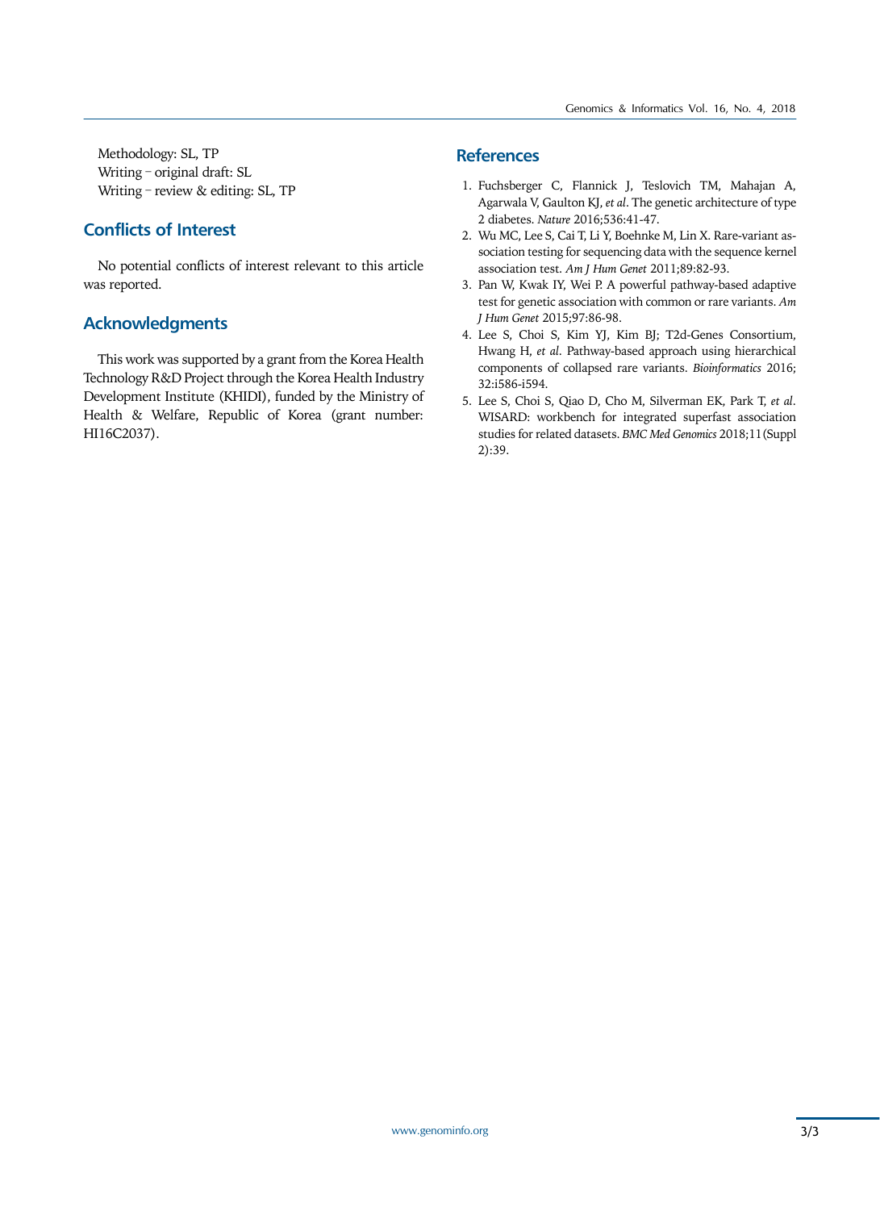Methodology: SL, TP
Writing – original draft: SL
Writing – review & editing: SL, TP

## Conflicts of Interest

No potential conflicts of interest relevant to this article was reported.

## Acknowledgments

This work was supported by a grant from the Korea Health Technology R&D Project through the Korea Health Industry Development Institute (KHIDI), funded by the Ministry of Health & Welfare, Republic of Korea (grant number: HI16C2037).

## References

1. Fuchsberger C, Flannick J, Teslovich TM, Mahajan A, Agarwala V, Gaulton KJ, *et al*. The genetic architecture of type 2 diabetes. *Nature* 2016;536:41-47.
2. Wu MC, Lee S, Cai T, Li Y, Boehnke M, Lin X. Rare-variant association testing for sequencing data with the sequence kernel association test. *Am J Hum Genet* 2011;89:82-93.
3. Pan W, Kwak IY, Wei P. A powerful pathway-based adaptive test for genetic association with common or rare variants. *Am J Hum Genet* 2015;97:86-98.
4. Lee S, Choi S, Kim YJ, Kim BJ; T2d-Genes Consortium, Hwang H, *et al*. Pathway-based approach using hierarchical components of collapsed rare variants. *Bioinformatics* 2016;32:i586-i594.
5. Lee S, Choi S, Qiao D, Cho M, Silverman EK, Park T, *et al*. WISARD: workbench for integrated superfast association studies for related datasets. *BMC Med Genomics* 2018;11(Suppl 2):39.